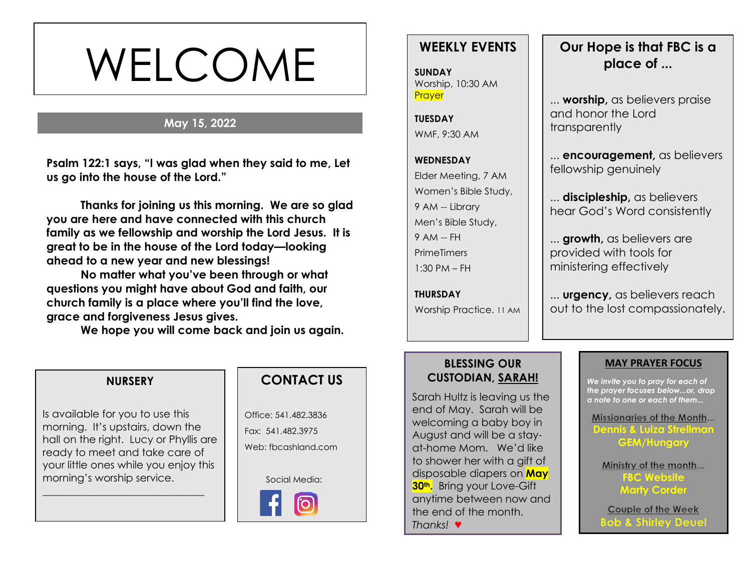# WELCOME

**May 15, 2022**

**Psalm 122:1 says, "I was glad when they said to me, Let us go into the house of the Lord."**

**Thanks for joining us this morning. We are so glad you are here and have connected with this church family as we fellowship and worship the Lord Jesus. It is great to be in the house of the Lord today—looking ahead to a new year and new blessings!**

**No matter what you've been through or what questions you might have about God and faith, our church family is a place where you'll find the love, grace and forgiveness Jesus gives.**

**We hope you will come back and join us again.**

## NURSERY

Is available for you to use this morning. It's upstairs, down the hall on the right. Lucy or Phyllis are ready to meet and take care of your little ones while you enjoy this morning's worship service.

______________________________

## CONTACT US

Office: 541.482.3836

Fax: 541.482.3975

Web: fbcashland.com

Social Media:

## WEEKLY EVENTS

**SUNDAY**
Worship, 10:30 AM
Prayer

**TUESDAY**
WMF, 9:30 AM

**WEDNESDAY**
Elder Meeting, 7 AM
Women's Bible Study,
9 AM -- Library
Men's Bible Study,
9 AM -- FH
PrimeTimers
1:30 PM – FH

**THURSDAY**
Worship Practice. 11 AM

## Our Hope is that FBC is a place of ...

... **worship,** as believers praise and honor the Lord transparently

... **encouragement,** as believers fellowship genuinely

... **discipleship,** as believers hear God's Word consistently

... **growth,** as believers are provided with tools for ministering effectively

... **urgency,** as believers reach out to the lost compassionately.

## BLESSING OUR CUSTODIAN, SARAH!

Sarah Hultz is leaving us the end of May. Sarah will be welcoming a baby boy in August and will be a stay-at-home Mom. We'd like to shower her with a gift of disposable diapers on **May 30th.** Bring your Love-Gift anytime between now and the end of the month. *Thanks!* ♥

## MAY PRAYER FOCUS

***We invite you to pray for each of the prayer focuses below...or, drop a note to one or each of them...***

Missionaries of the Month...
**Dennis & Luiza Strellman**
**GEM/Hungary**

Ministry of the month...
**FBC Website**
**Marty Corder**

Couple of the Week
**Bob & Shirley Deuel**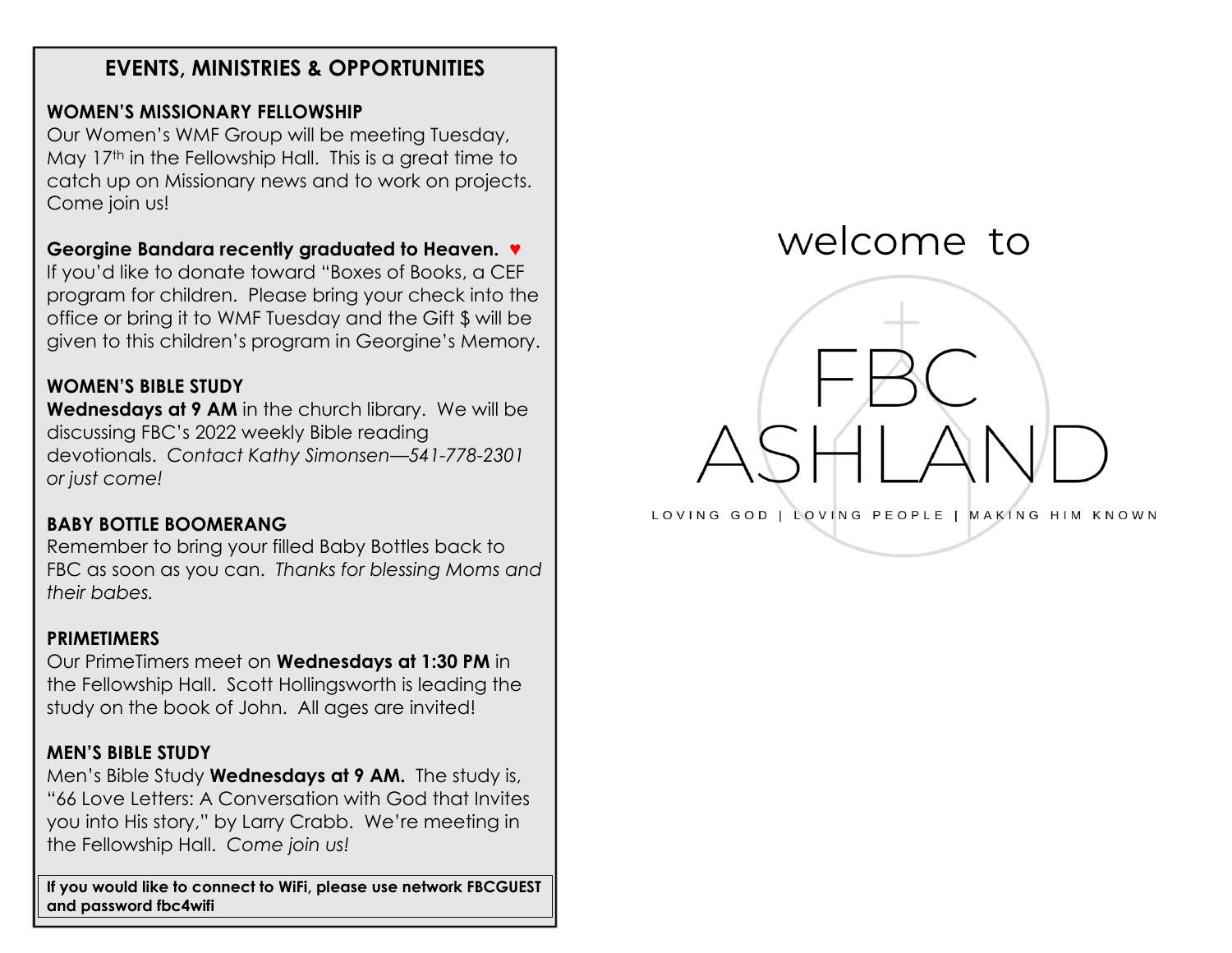## EVENTS, MINISTRIES & OPPORTUNITIES

**WOMEN'S MISSIONARY FELLOWSHIP**

Our Women's WMF Group will be meeting Tuesday, May 17th in the Fellowship Hall. This is a great time to catch up on Missionary news and to work on projects. Come join us!

**Georgine Bandara recently graduated to Heaven.** ♥

If you'd like to donate toward "Boxes of Books, a CEF program for children. Please bring your check into the office or bring it to WMF Tuesday and the Gift $ will be given to this children's program in Georgine's Memory.

**WOMEN'S BIBLE STUDY**

**Wednesdays at 9 AM** in the church library. We will be discussing FBC's 2022 weekly Bible reading devotionals. *Contact Kathy Simonsen—541-778-2301 or just come!*

**BABY BOTTLE BOOMERANG**

Remember to bring your filled Baby Bottles back to FBC as soon as you can. *Thanks for blessing Moms and their babes.*

**PRIMETIMERS**

Our PrimeTimers meet on **Wednesdays at 1:30 PM** in the Fellowship Hall. Scott Hollingsworth is leading the study on the book of John. All ages are invited!

**MEN'S BIBLE STUDY**

Men's Bible Study **Wednesdays at 9 AM.** The study is, "66 Love Letters: A Conversation with God that Invites you into His story," by Larry Crabb. We're meeting in the Fellowship Hall. *Come join us!*

**If you would like to connect to WiFi, please use network FBCGUEST and password fbc4wifi**

welcome to

FBC ASHLAND

LOVING GOD | LOVING PEOPLE | MAKING HIM KNOWN